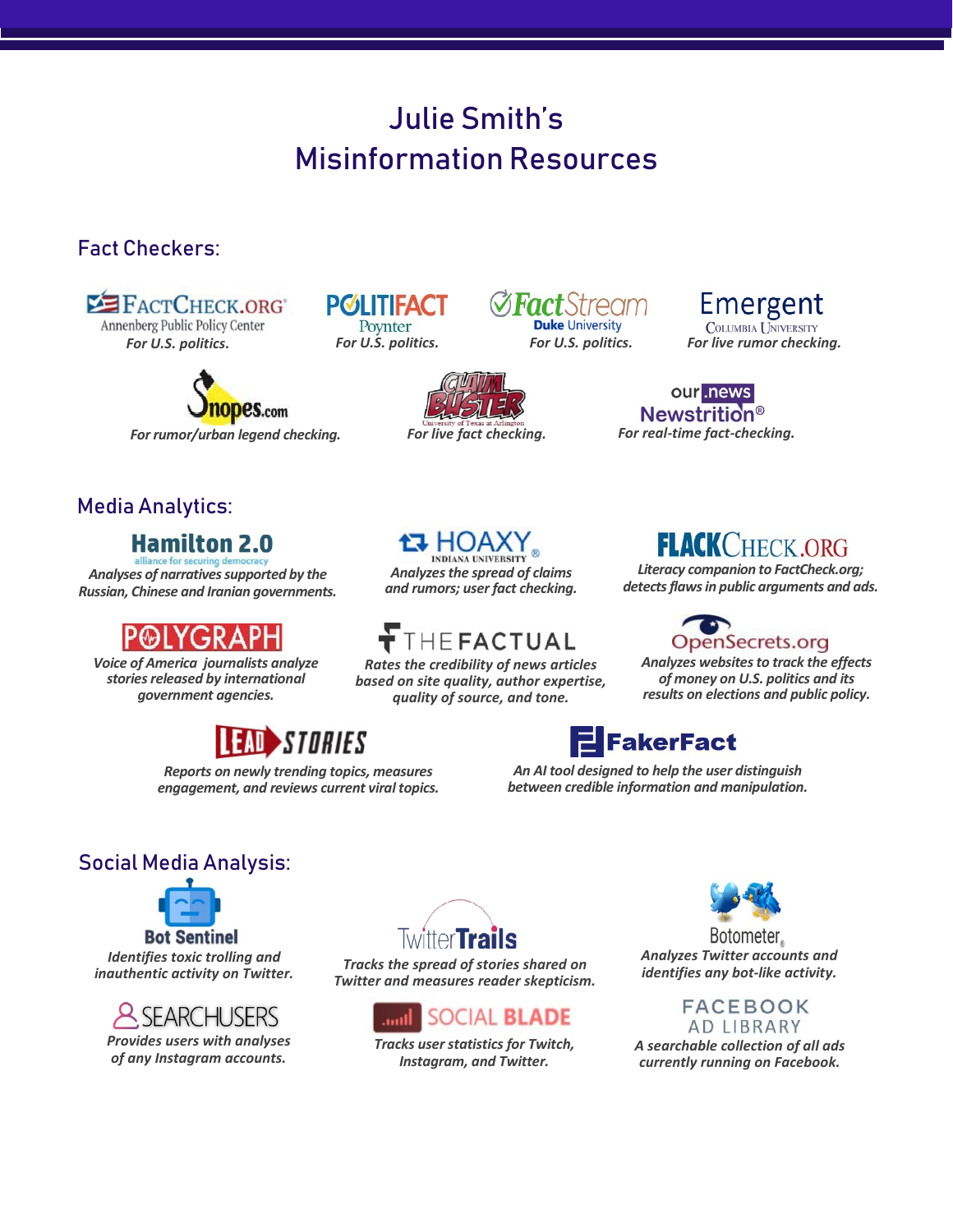# Julie Smith's Misinformation Resources

## Fact Checkers:

- **FactCheck.org** (Annenberg Public Policy Center) — *For U.S. politics.*
- **PolitiFact** (Poynter) — *For U.S. politics.*
- **FactStream** (Duke University) — *For U.S. politics.*
- **Emergent** (Columbia University) — *For live rumor checking.*
- **Snopes.com** — *For rumor/urban legend checking.*
- **Claim Buster** (University of Texas at Arlington) — *For live fact checking.*
- **our.news Newstrition®** — *For real-time fact-checking.*

## Media Analytics:

- **Hamilton 2.0** (alliance for securing democracy) — *Analyses of narratives supported by the Russian, Chinese and Iranian governments.*
- **HOAXY** (Indiana University) — *Analyzes the spread of claims and rumors; user fact checking.*
- **FlackCheck.org** — *Literacy companion to FactCheck.org; detects flaws in public arguments and ads.*
- **POLYGRAPH** — *Voice of America journalists analyze stories released by international government agencies.*
- **The Factual** — *Rates the credibility of news articles based on site quality, author expertise, quality of source, and tone.*
- **OpenSecrets.org** — *Analyzes websites to track the effects of money on U.S. politics and its results on elections and public policy.*
- **Lead Stories** — *Reports on newly trending topics, measures engagement, and reviews current viral topics.*
- **FakerFact** — *An AI tool designed to help the user distinguish between credible information and manipulation.*

## Social Media Analysis:

- **Bot Sentinel** — *Identifies toxic trolling and inauthentic activity on Twitter.*
- **TwitterTrails** — *Tracks the spread of stories shared on Twitter and measures reader skepticism.*
- **Botometer** — *Analyzes Twitter accounts and identifies any bot-like activity.*
- **SearchUsers** — *Provides users with analyses of any Instagram accounts.*
- **Social Blade** — *Tracks user statistics for Twitch, Instagram, and Twitter.*
- **Facebook Ad Library** — *A searchable collection of all ads currently running on Facebook.*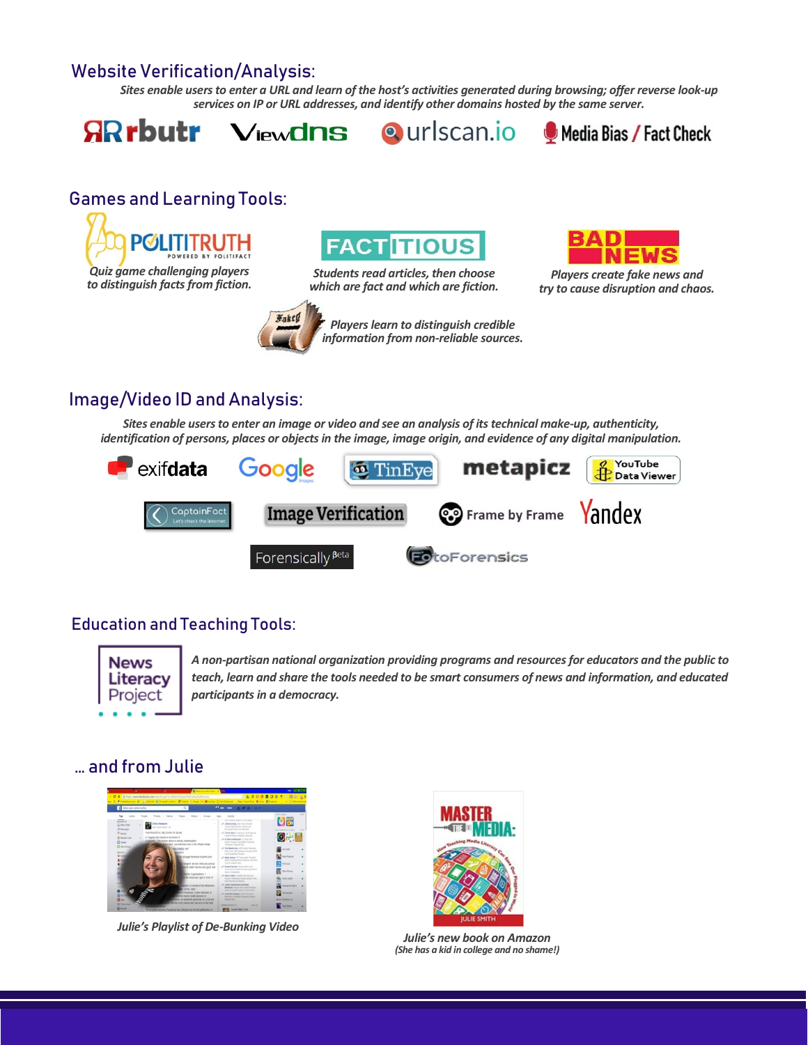## Website Verification/Analysis:

*Sites enable users to enter a URL and learn of the host's activities generated during browsing; offer reverse look-up services on IP or URL addresses, and identify other domains hosted by the same server.*

rbutr ViewDNS urlscan.io Media Bias / Fact Check

## Games and Learning Tools:

POLITITRUTH POWERED BY POLITIFACT

*Quiz game challenging players to distinguish facts from fiction.*

FACTITIOUS

*Students read articles, then choose which are fact and which are fiction.*

BAD NEWS

*Players create fake news and try to cause disruption and chaos.*

Fakey

*Players learn to distinguish credible information from non-reliable sources.*

## Image/Video ID and Analysis:

*Sites enable users to enter an image or video and see an analysis of its technical make-up, authenticity, identification of persons, places or objects in the image, image origin, and evidence of any digital manipulation.*

exifdata Google Images TinEye metapicz YouTube Data Viewer

CaptainFact Let's check the internet Image Verification Frame by Frame Yandex

Forensically Beta FotoForensics

## Education and Teaching Tools:

News Literacy Project

*A non-partisan national organization providing programs and resources for educators and the public to teach, learn and share the tools needed to be smart consumers of news and information, and educated participants in a democracy.*

## ... and from Julie

*Julie's Playlist of De-Bunking Video*

MASTER THE MEDIA: How Teaching Media Literacy Can Save Our Plugged-in World — JULIE SMITH

*Julie's new book on Amazon*
*(She has a kid in college and no shame!)*